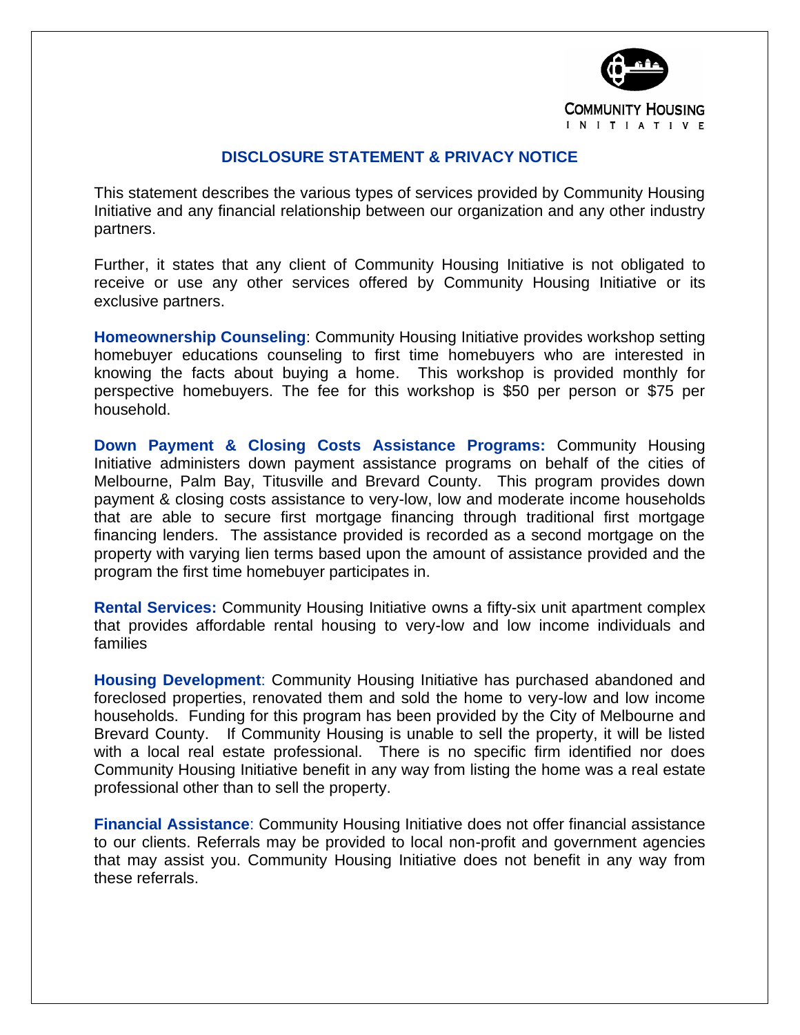COMMUNITY HOUSING INITIATIVE

## DISCLOSURE STATEMENT & PRIVACY NOTICE

This statement describes the various types of services provided by Community Housing Initiative and any financial relationship between our organization and any other industry partners.

Further, it states that any client of Community Housing Initiative is not obligated to receive or use any other services offered by Community Housing Initiative or its exclusive partners.

**Homeownership Counseling**: Community Housing Initiative provides workshop setting homebuyer educations counseling to first time homebuyers who are interested in knowing the facts about buying a home. This workshop is provided monthly for perspective homebuyers. The fee for this workshop is $50 per person or $75 per household.

**Down Payment & Closing Costs Assistance Programs:** Community Housing Initiative administers down payment assistance programs on behalf of the cities of Melbourne, Palm Bay, Titusville and Brevard County. This program provides down payment & closing costs assistance to very-low, low and moderate income households that are able to secure first mortgage financing through traditional first mortgage financing lenders. The assistance provided is recorded as a second mortgage on the property with varying lien terms based upon the amount of assistance provided and the program the first time homebuyer participates in.

**Rental Services:** Community Housing Initiative owns a fifty-six unit apartment complex that provides affordable rental housing to very-low and low income individuals and families

**Housing Development**: Community Housing Initiative has purchased abandoned and foreclosed properties, renovated them and sold the home to very-low and low income households. Funding for this program has been provided by the City of Melbourne and Brevard County. If Community Housing is unable to sell the property, it will be listed with a local real estate professional. There is no specific firm identified nor does Community Housing Initiative benefit in any way from listing the home was a real estate professional other than to sell the property.

**Financial Assistance**: Community Housing Initiative does not offer financial assistance to our clients. Referrals may be provided to local non-profit and government agencies that may assist you. Community Housing Initiative does not benefit in any way from these referrals.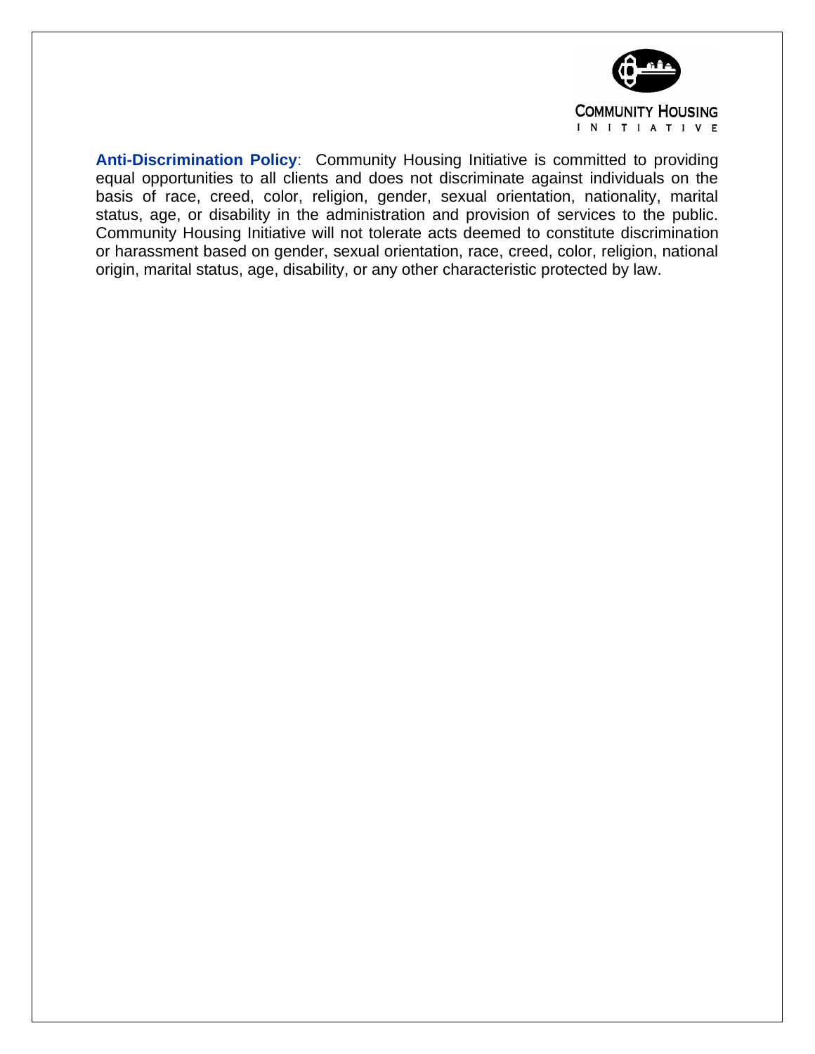**Anti-Discrimination Policy**: Community Housing Initiative is committed to providing equal opportunities to all clients and does not discriminate against individuals on the basis of race, creed, color, religion, gender, sexual orientation, nationality, marital status, age, or disability in the administration and provision of services to the public. Community Housing Initiative will not tolerate acts deemed to constitute discrimination or harassment based on gender, sexual orientation, race, creed, color, religion, national origin, marital status, age, disability, or any other characteristic protected by law.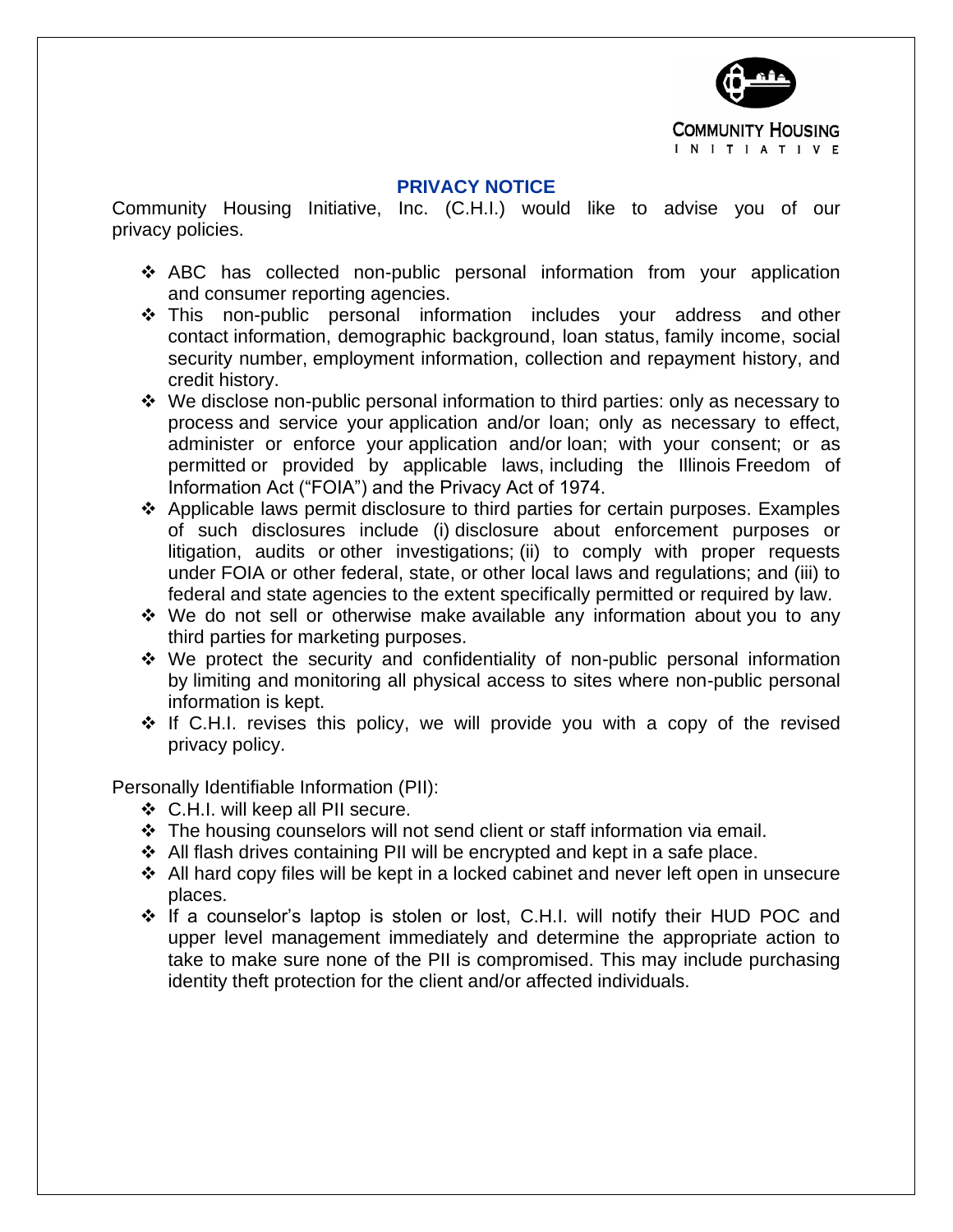COMMUNITY HOUSING INITIATIVE

## PRIVACY NOTICE

Community Housing Initiative, Inc. (C.H.I.) would like to advise you of our privacy policies.

- ABC has collected non-public personal information from your application and consumer reporting agencies.
- This non-public personal information includes your address and other contact information, demographic background, loan status, family income, social security number, employment information, collection and repayment history, and credit history.
- We disclose non-public personal information to third parties: only as necessary to process and service your application and/or loan; only as necessary to effect, administer or enforce your application and/or loan; with your consent; or as permitted or provided by applicable laws, including the Illinois Freedom of Information Act ("FOIA") and the Privacy Act of 1974.
- Applicable laws permit disclosure to third parties for certain purposes. Examples of such disclosures include (i) disclosure about enforcement purposes or litigation, audits or other investigations; (ii) to comply with proper requests under FOIA or other federal, state, or other local laws and regulations; and (iii) to federal and state agencies to the extent specifically permitted or required by law.
- We do not sell or otherwise make available any information about you to any third parties for marketing purposes.
- We protect the security and confidentiality of non-public personal information by limiting and monitoring all physical access to sites where non-public personal information is kept.
- If C.H.I. revises this policy, we will provide you with a copy of the revised privacy policy.

Personally Identifiable Information (PII):

- C.H.I. will keep all PII secure.
- The housing counselors will not send client or staff information via email.
- All flash drives containing PII will be encrypted and kept in a safe place.
- All hard copy files will be kept in a locked cabinet and never left open in unsecure places.
- If a counselor's laptop is stolen or lost, C.H.I. will notify their HUD POC and upper level management immediately and determine the appropriate action to take to make sure none of the PII is compromised. This may include purchasing identity theft protection for the client and/or affected individuals.